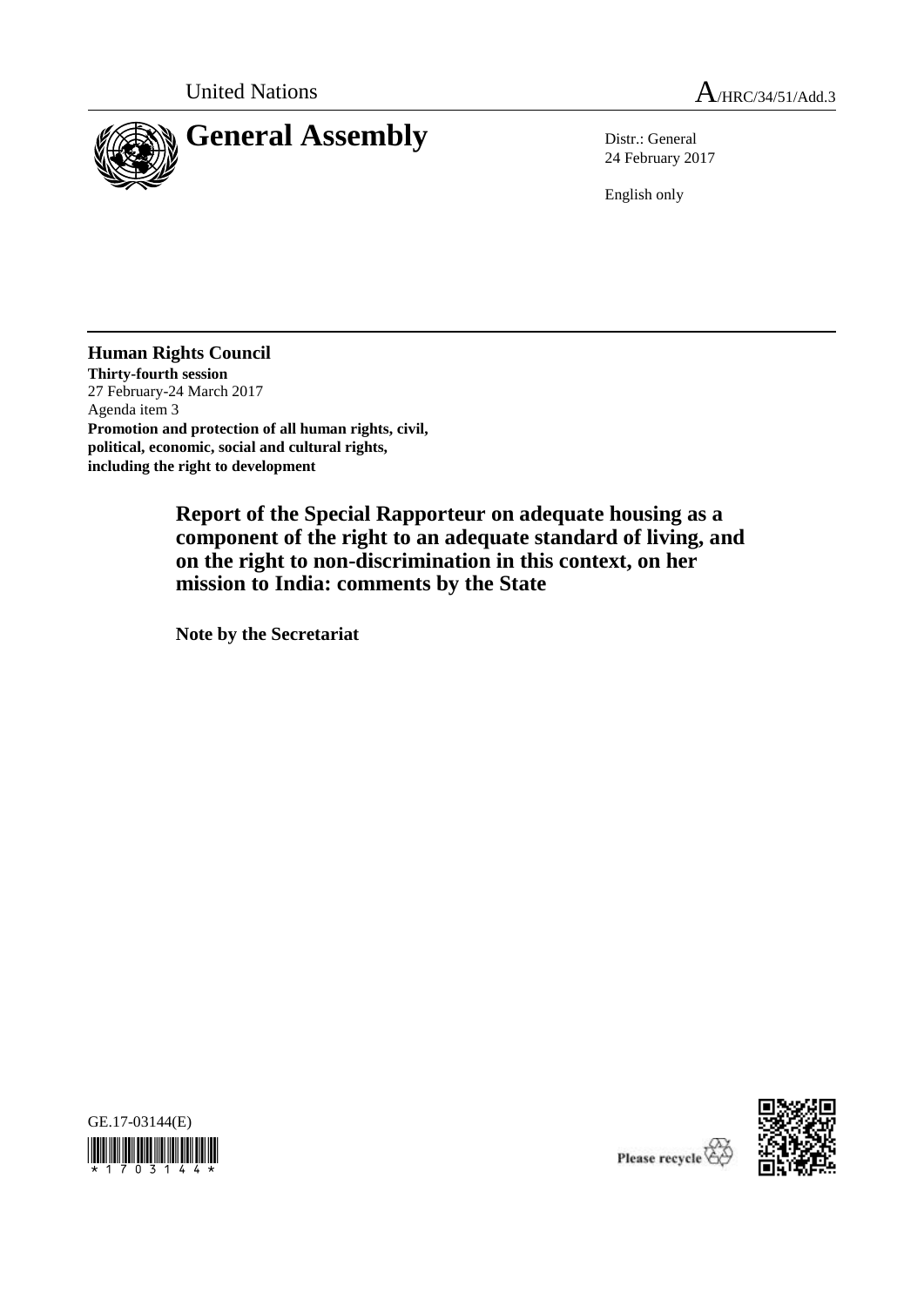United Nations A/HRC/34/51/Add.3

# General Assembly

Distr.: General
24 February 2017

English only

**Human Rights Council**
**Thirty-fourth session**
27 February-24 March 2017
Agenda item 3
**Promotion and protection of all human rights, civil, political, economic, social and cultural rights, including the right to development**

## Report of the Special Rapporteur on adequate housing as a component of the right to an adequate standard of living, and on the right to non-discrimination in this context, on her mission to India: comments by the State

**Note by the Secretariat**

GE.17-03144(E)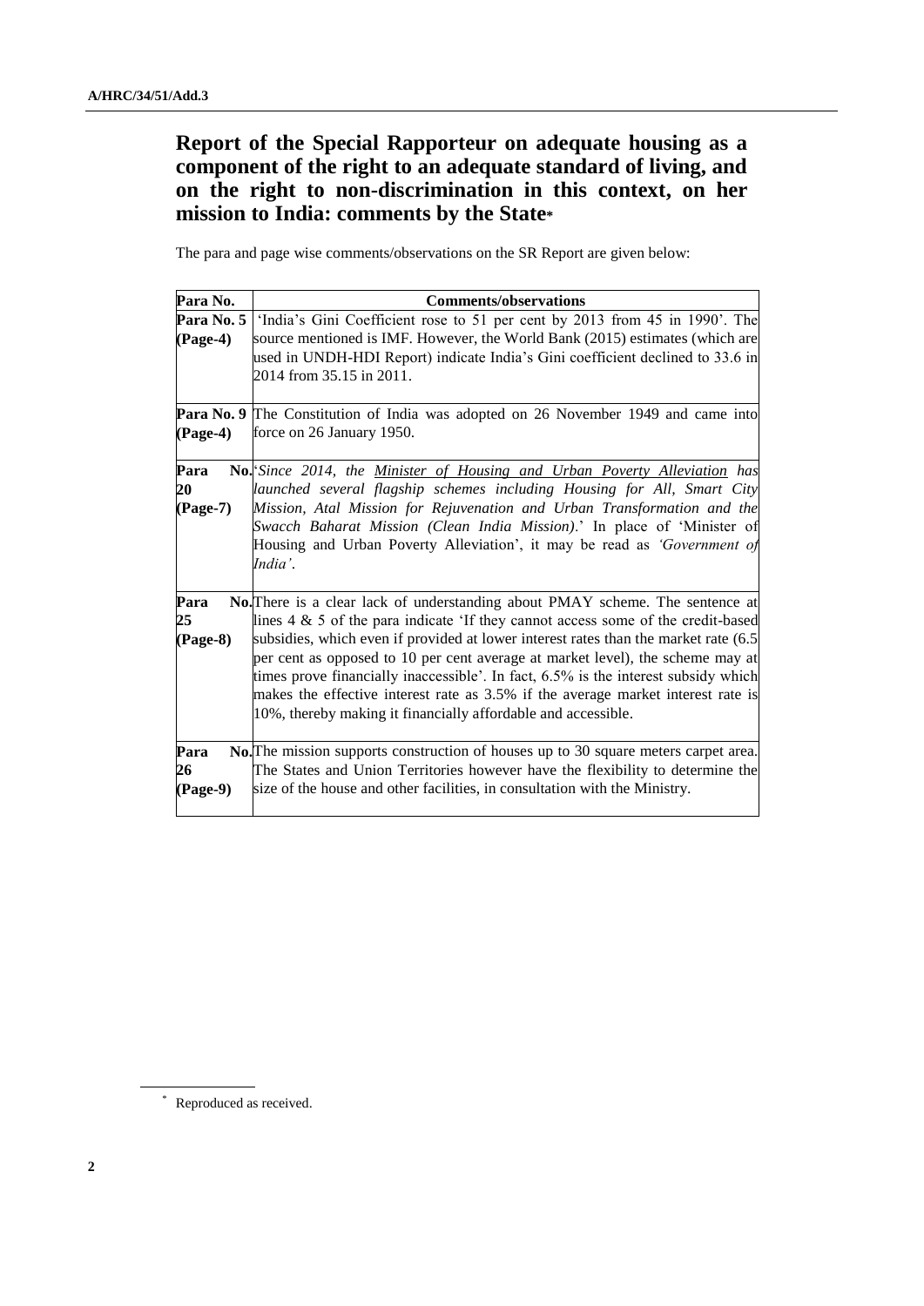# Report of the Special Rapporteur on adequate housing as a component of the right to an adequate standard of living, and on the right to non-discrimination in this context, on her mission to India: comments by the State*

The para and page wise comments/observations on the SR Report are given below:

| Para No. | Comments/observations |
| --- | --- |
| **Para No. 5 (Page-4)** | 'India's Gini Coefficient rose to 51 per cent by 2013 from 45 in 1990'. The source mentioned is IMF. However, the World Bank (2015) estimates (which are used in UNDH-HDI Report) indicate India's Gini coefficient declined to 33.6 in 2014 from 35.15 in 2011. |
| **Para No. 9 (Page-4)** | The Constitution of India was adopted on 26 November 1949 and came into force on 26 January 1950. |
| **Para No. 20 (Page-7)** | '*Since 2014, the Minister of Housing and Urban Poverty Alleviation has launched several flagship schemes including Housing for All, Smart City Mission, Atal Mission for Rejuvenation and Urban Transformation and the Swacch Baharat Mission (Clean India Mission)*.' In place of 'Minister of Housing and Urban Poverty Alleviation', it may be read as *'Government of India'*. |
| **Para No. 25 (Page-8)** | There is a clear lack of understanding about PMAY scheme. The sentence at lines 4 & 5 of the para indicate 'If they cannot access some of the credit-based subsidies, which even if provided at lower interest rates than the market rate (6.5 per cent as opposed to 10 per cent average at market level), the scheme may at times prove financially inaccessible'. In fact, 6.5% is the interest subsidy which makes the effective interest rate as 3.5% if the average market interest rate is 10%, thereby making it financially affordable and accessible. |
| **Para No. 26 (Page-9)** | The mission supports construction of houses up to 30 square meters carpet area. The States and Union Territories however have the flexibility to determine the size of the house and other facilities, in consultation with the Ministry. |

\* Reproduced as received.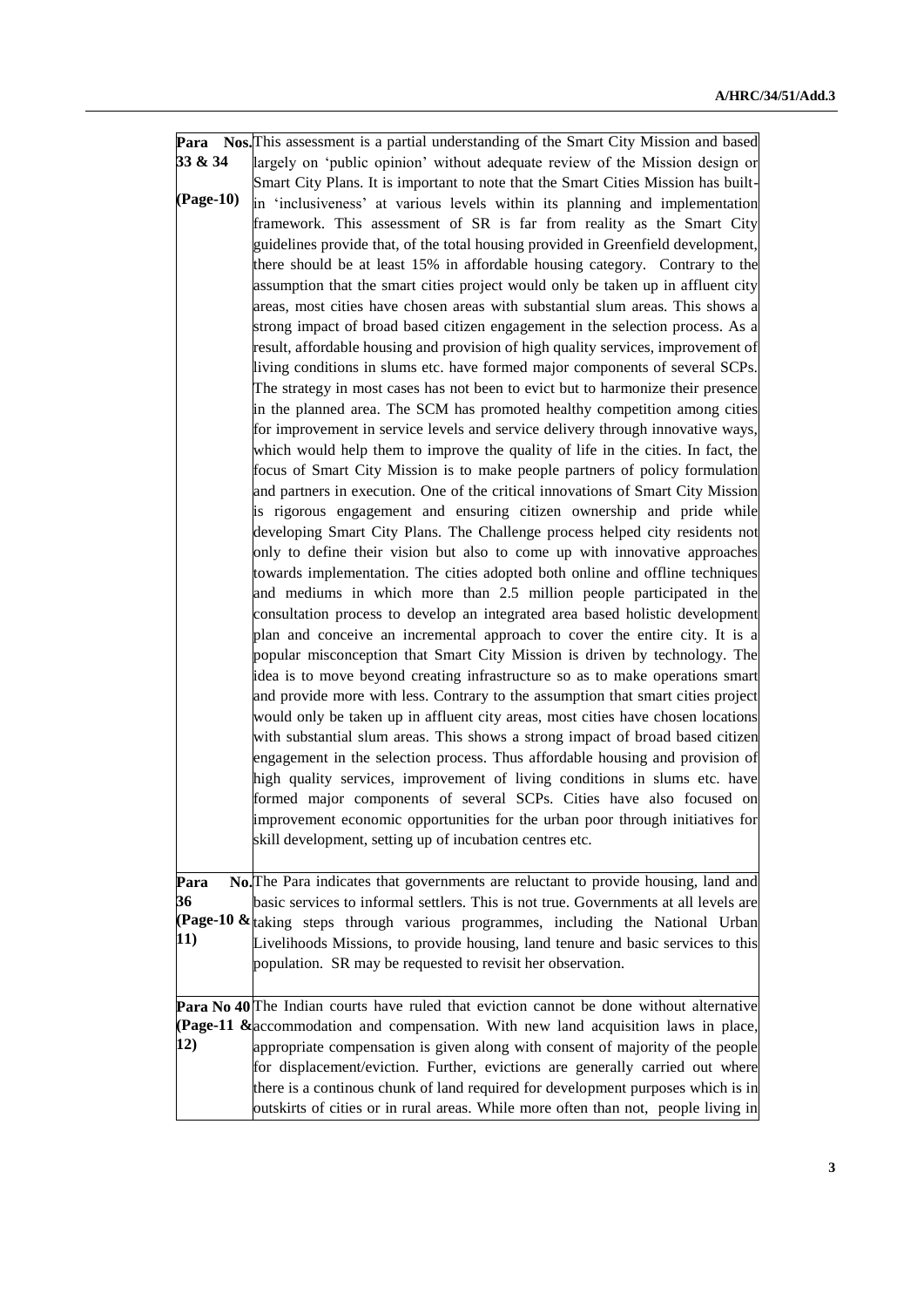| | |
|---|---|
| **Para Nos. 33 & 34 (Page-10)** | This assessment is a partial understanding of the Smart City Mission and based largely on 'public opinion' without adequate review of the Mission design or Smart City Plans. It is important to note that the Smart Cities Mission has built-in 'inclusiveness' at various levels within its planning and implementation framework. This assessment of SR is far from reality as the Smart City guidelines provide that, of the total housing provided in Greenfield development, there should be at least 15% in affordable housing category. Contrary to the assumption that the smart cities project would only be taken up in affluent city areas, most cities have chosen areas with substantial slum areas. This shows a strong impact of broad based citizen engagement in the selection process. As a result, affordable housing and provision of high quality services, improvement of living conditions in slums etc. have formed major components of several SCPs. The strategy in most cases has not been to evict but to harmonize their presence in the planned area. The SCM has promoted healthy competition among cities for improvement in service levels and service delivery through innovative ways, which would help them to improve the quality of life in the cities. In fact, the focus of Smart City Mission is to make people partners of policy formulation and partners in execution. One of the critical innovations of Smart City Mission is rigorous engagement and ensuring citizen ownership and pride while developing Smart City Plans. The Challenge process helped city residents not only to define their vision but also to come up with innovative approaches towards implementation. The cities adopted both online and offline techniques and mediums in which more than 2.5 million people participated in the consultation process to develop an integrated area based holistic development plan and conceive an incremental approach to cover the entire city. It is a popular misconception that Smart City Mission is driven by technology. The idea is to move beyond creating infrastructure so as to make operations smart and provide more with less. Contrary to the assumption that smart cities project would only be taken up in affluent city areas, most cities have chosen locations with substantial slum areas. This shows a strong impact of broad based citizen engagement in the selection process. Thus affordable housing and provision of high quality services, improvement of living conditions in slums etc. have formed major components of several SCPs. Cities have also focused on improvement economic opportunities for the urban poor through initiatives for skill development, setting up of incubation centres etc. |
| **Para No. 36 (Page-10 & 11)** | The Para indicates that governments are reluctant to provide housing, land and basic services to informal settlers. This is not true. Governments at all levels are taking steps through various programmes, including the National Urban Livelihoods Missions, to provide housing, land tenure and basic services to this population. SR may be requested to revisit her observation. |
| **Para No 40 (Page-11 & 12)** | The Indian courts have ruled that eviction cannot be done without alternative accommodation and compensation. With new land acquisition laws in place, appropriate compensation is given along with consent of majority of the people for displacement/eviction. Further, evictions are generally carried out where there is a continous chunk of land required for development purposes which is in outskirts of cities or in rural areas. While more often than not, people living in |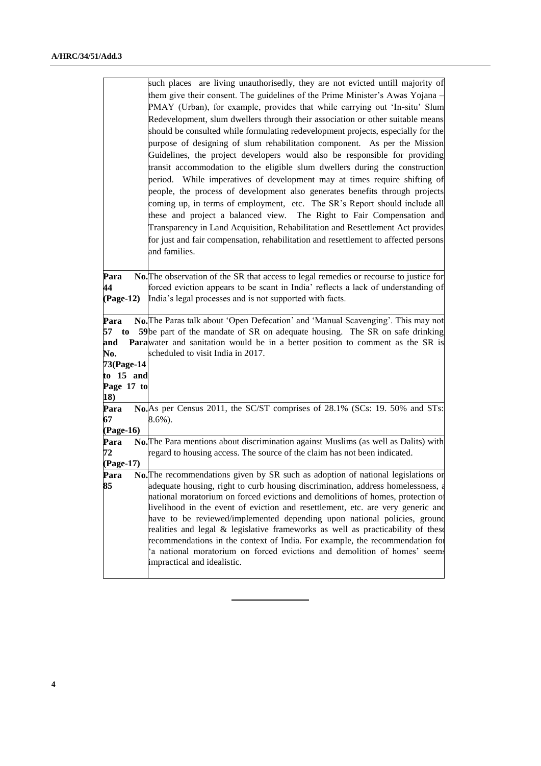| | |
|---|---|
| | such places are living unauthorisedly, they are not evicted untill majority of them give their consent. The guidelines of the Prime Minister's Awas Yojana – PMAY (Urban), for example, provides that while carrying out 'In-situ' Slum Redevelopment, slum dwellers through their association or other suitable means should be consulted while formulating redevelopment projects, especially for the purpose of designing of slum rehabilitation component. As per the Mission Guidelines, the project developers would also be responsible for providing transit accommodation to the eligible slum dwellers during the construction period. While imperatives of development may at times require shifting of people, the process of development also generates benefits through projects coming up, in terms of employment, etc. The SR's Report should include all these and project a balanced view. The Right to Fair Compensation and Transparency in Land Acquisition, Rehabilitation and Resettlement Act provides for just and fair compensation, rehabilitation and resettlement to affected persons and families. |
| **Para No. 44 (Page-12)** | The observation of the SR that access to legal remedies or recourse to justice for forced eviction appears to be scant in India' reflects a lack of understanding of India's legal processes and is not supported with facts. |
| **Para No. 57 to 59 and Para No. 73(Page-14 to 15 and Page 17 to 18)** | The Paras talk about 'Open Defecation' and 'Manual Scavenging'. This may not be part of the mandate of SR on adequate housing. The SR on safe drinking water and sanitation would be in a better position to comment as the SR is scheduled to visit India in 2017. |
| **Para No. 67 (Page-16)** | As per Census 2011, the SC/ST comprises of 28.1% (SCs: 19. 50% and STs: 8.6%). |
| **Para No. 72 (Page-17)** | The Para mentions about discrimination against Muslims (as well as Dalits) with regard to housing access. The source of the claim has not been indicated. |
| **Para No. 85** | The recommendations given by SR such as adoption of national legislations on adequate housing, right to curb housing discrimination, address homelessness, a national moratorium on forced evictions and demolitions of homes, protection of livelihood in the event of eviction and resettlement, etc. are very generic and have to be reviewed/implemented depending upon national policies, ground realities and legal & legislative frameworks as well as practicability of these recommendations in the context of India. For example, the recommendation for 'a national moratorium on forced evictions and demolition of homes' seems impractical and idealistic. |